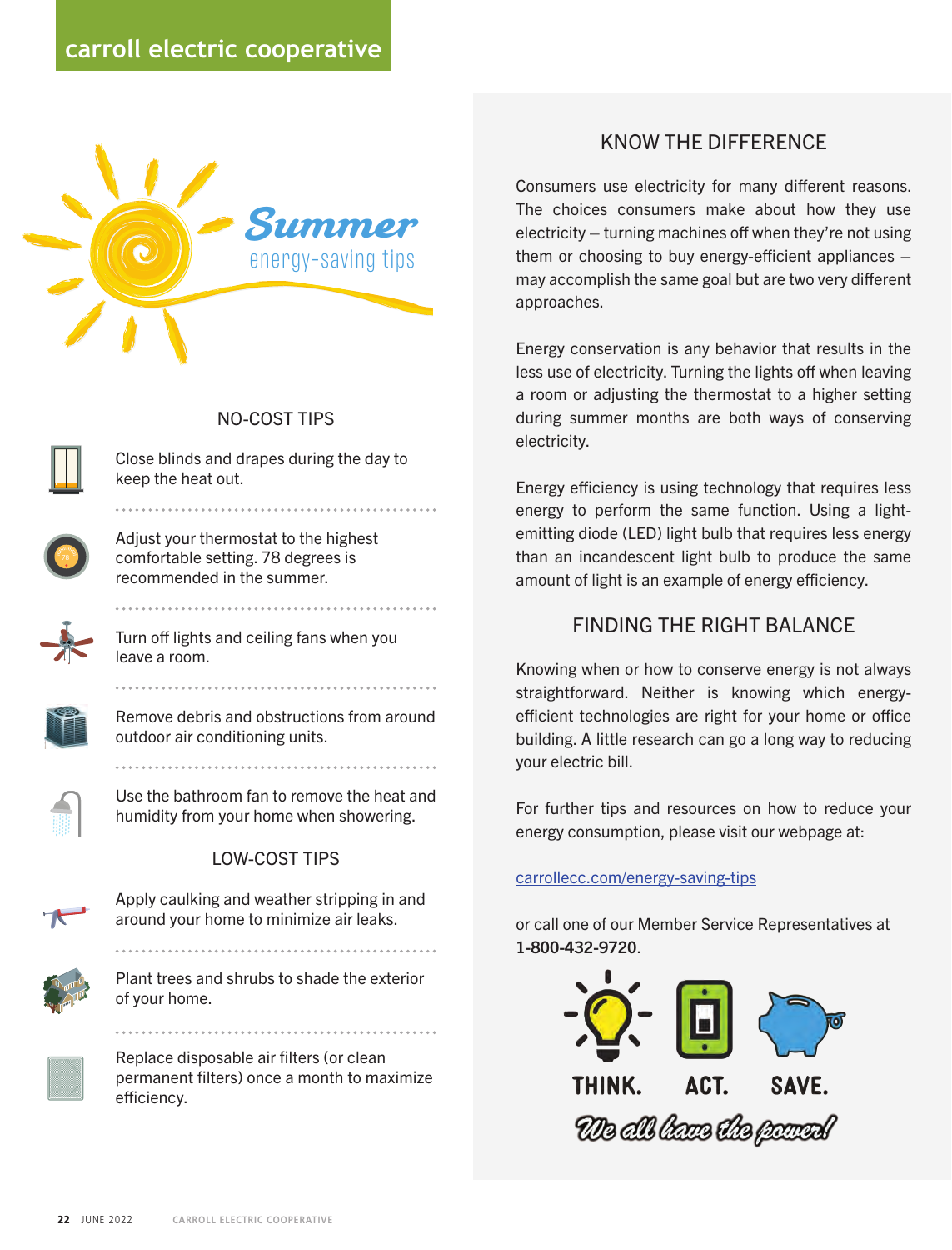# carroll electric cooperative

## Summer energy-saving tips

### NO-COST TIPS

- Close blinds and drapes during the day to keep the heat out.
- Adjust your thermostat to the highest comfortable setting. 78 degrees is recommended in the summer.
- Turn off lights and ceiling fans when you leave a room.
- Remove debris and obstructions from around outdoor air conditioning units.
- Use the bathroom fan to remove the heat and humidity from your home when showering.

### LOW-COST TIPS

- Apply caulking and weather stripping in and around your home to minimize air leaks.
- Plant trees and shrubs to shade the exterior of your home.
- Replace disposable air filters (or clean permanent filters) once a month to maximize efficiency.

## KNOW THE DIFFERENCE

Consumers use electricity for many different reasons. The choices consumers make about how they use electricity – turning machines off when they're not using them or choosing to buy energy-efficient appliances – may accomplish the same goal but are two very different approaches.

Energy conservation is any behavior that results in the less use of electricity. Turning the lights off when leaving a room or adjusting the thermostat to a higher setting during summer months are both ways of conserving electricity.

Energy efficiency is using technology that requires less energy to perform the same function. Using a light-emitting diode (LED) light bulb that requires less energy than an incandescent light bulb to produce the same amount of light is an example of energy efficiency.

## FINDING THE RIGHT BALANCE

Knowing when or how to conserve energy is not always straightforward. Neither is knowing which energy-efficient technologies are right for your home or office building. A little research can go a long way to reducing your electric bill.

For further tips and resources on how to reduce your energy consumption, please visit our webpage at:

carrollecc.com/energy-saving-tips

or call one of our Member Service Representatives at **1-800-432-9720**.

**THINK. ACT. SAVE.**

*We all have the power!*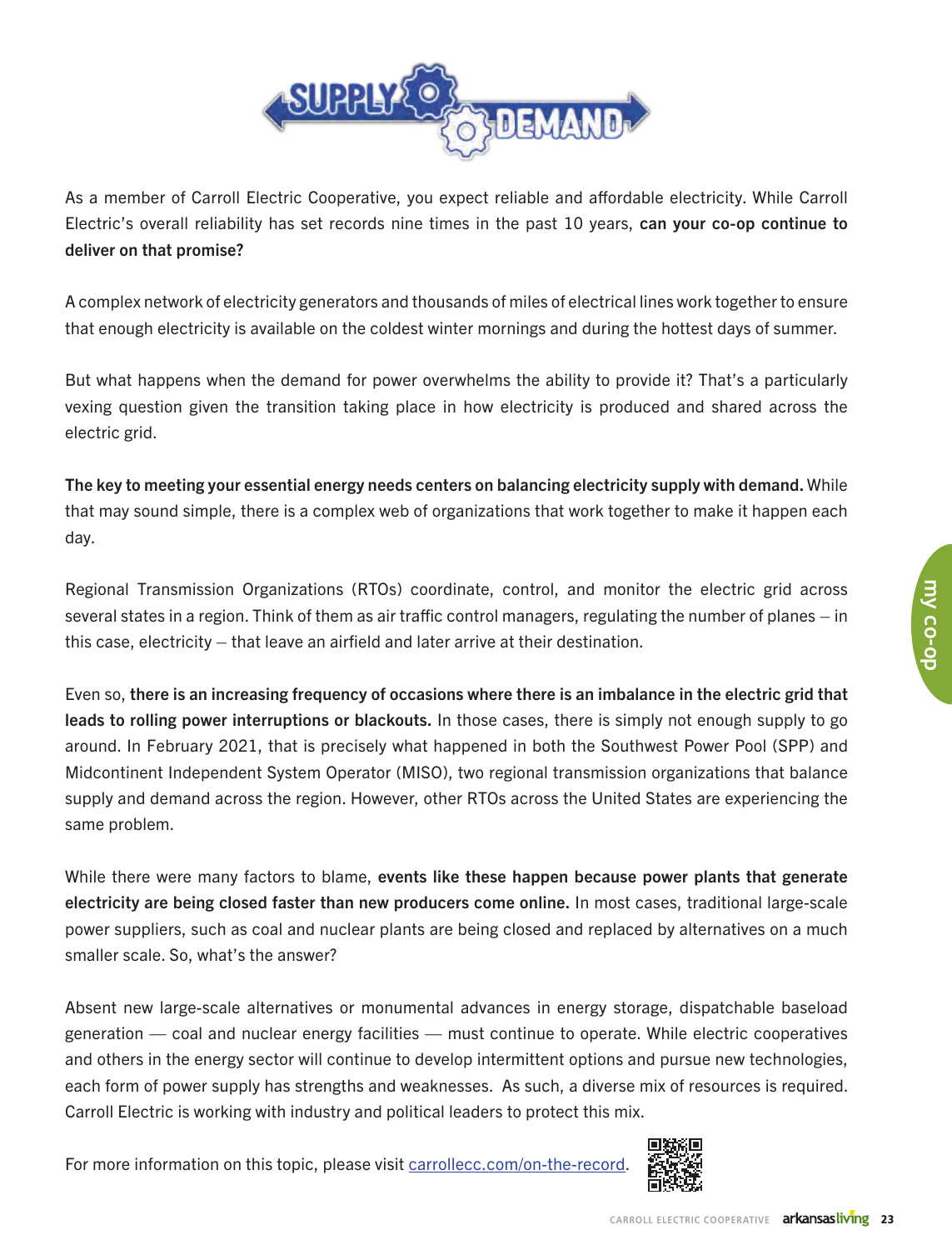As a member of Carroll Electric Cooperative, you expect reliable and affordable electricity. While Carroll Electric's overall reliability has set records nine times in the past 10 years, **can your co-op continue to deliver on that promise?**

A complex network of electricity generators and thousands of miles of electrical lines work together to ensure that enough electricity is available on the coldest winter mornings and during the hottest days of summer.

But what happens when the demand for power overwhelms the ability to provide it? That's a particularly vexing question given the transition taking place in how electricity is produced and shared across the electric grid.

**The key to meeting your essential energy needs centers on balancing electricity supply with demand.** While that may sound simple, there is a complex web of organizations that work together to make it happen each day.

Regional Transmission Organizations (RTOs) coordinate, control, and monitor the electric grid across several states in a region. Think of them as air traffic control managers, regulating the number of planes – in this case, electricity – that leave an airfield and later arrive at their destination.

Even so, **there is an increasing frequency of occasions where there is an imbalance in the electric grid that leads to rolling power interruptions or blackouts.** In those cases, there is simply not enough supply to go around. In February 2021, that is precisely what happened in both the Southwest Power Pool (SPP) and Midcontinent Independent System Operator (MISO), two regional transmission organizations that balance supply and demand across the region. However, other RTOs across the United States are experiencing the same problem.

While there were many factors to blame, **events like these happen because power plants that generate electricity are being closed faster than new producers come online.** In most cases, traditional large-scale power suppliers, such as coal and nuclear plants are being closed and replaced by alternatives on a much smaller scale. So, what's the answer?

Absent new large-scale alternatives or monumental advances in energy storage, dispatchable baseload generation — coal and nuclear energy facilities — must continue to operate. While electric cooperatives and others in the energy sector will continue to develop intermittent options and pursue new technologies, each form of power supply has strengths and weaknesses. As such, a diverse mix of resources is required. Carroll Electric is working with industry and political leaders to protect this mix.

For more information on this topic, please visit carrollecc.com/on-the-record.